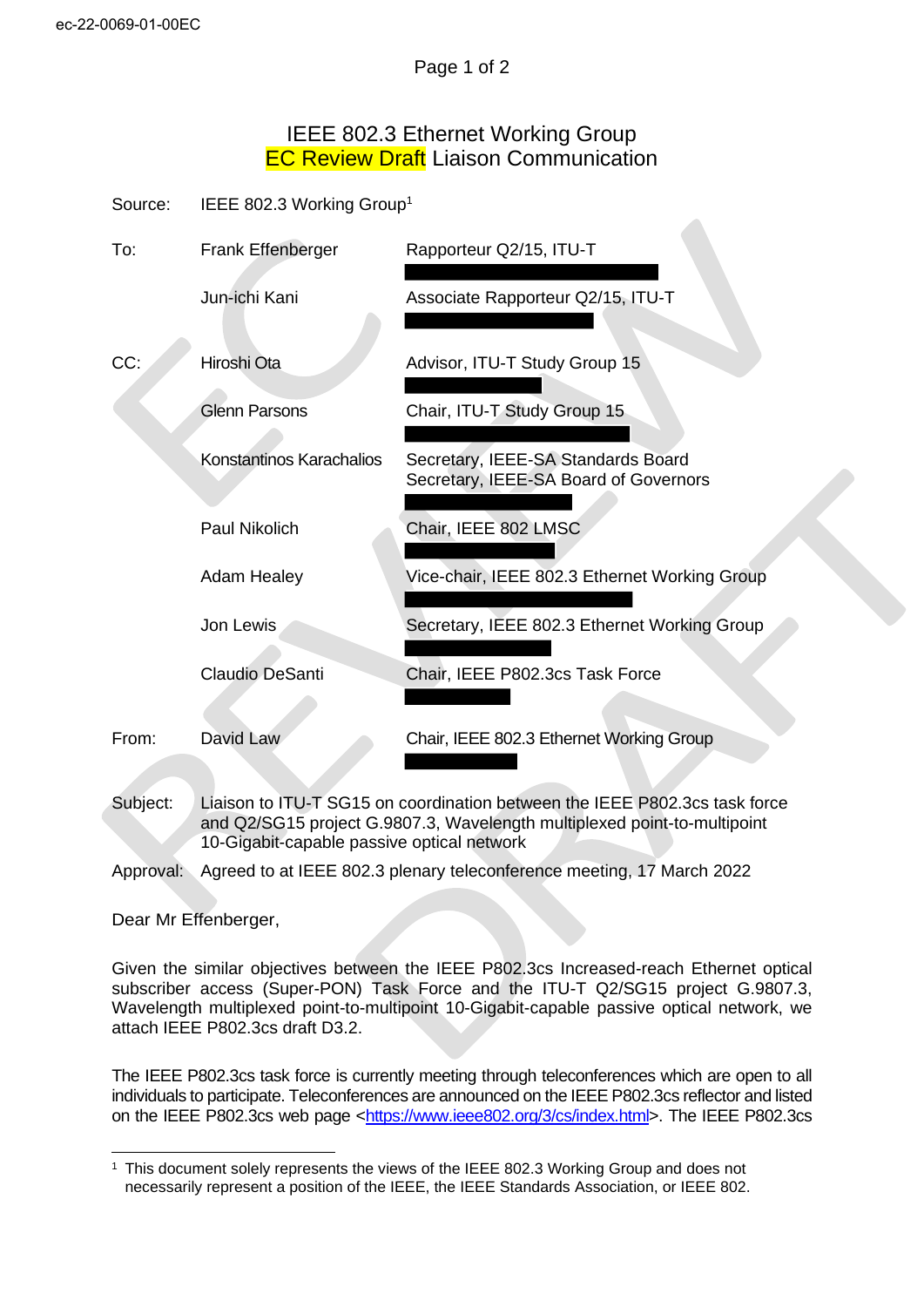ec-22-0069-01-00EC

# IEEE 802.3 Ethernet Working Group
# EC Review Draft Liaison Communication

| | | |
|---|---|---|
| Source: | IEEE 802.3 Working Group[1] | |
| To: | Frank Effenberger | Rapporteur Q2/15, ITU-T |
| | Jun-ichi Kani | Associate Rapporteur Q2/15, ITU-T |
| CC: | Hiroshi Ota | Advisor, ITU-T Study Group 15 |
| | Glenn Parsons | Chair, ITU-T Study Group 15 |
| | Konstantinos Karachalios | Secretary, IEEE-SA Standards Board<br>Secretary, IEEE-SA Board of Governors |
| | Paul Nikolich | Chair, IEEE 802 LMSC |
| | Adam Healey | Vice-chair, IEEE 802.3 Ethernet Working Group |
| | Jon Lewis | Secretary, IEEE 802.3 Ethernet Working Group |
| | Claudio DeSanti | Chair, IEEE P802.3cs Task Force |
| From: | David Law | Chair, IEEE 802.3 Ethernet Working Group |
| Subject: | Liaison to ITU-T SG15 on coordination between the IEEE P802.3cs task force and Q2/SG15 project G.9807.3, Wavelength multiplexed point-to-multipoint 10-Gigabit-capable passive optical network | |
| Approval: | Agreed to at IEEE 802.3 plenary teleconference meeting, 17 March 2022 | |

Dear Mr Effenberger,

Given the similar objectives between the IEEE P802.3cs Increased-reach Ethernet optical subscriber access (Super-PON) Task Force and the ITU-T Q2/SG15 project G.9807.3, Wavelength multiplexed point-to-multipoint 10-Gigabit-capable passive optical network, we attach IEEE P802.3cs draft D3.2.

The IEEE P802.3cs task force is currently meeting through teleconferences which are open to all individuals to participate. Teleconferences are announced on the IEEE P802.3cs reflector and listed on the IEEE P802.3cs web page <https://www.ieee802.org/3/cs/index.html>. The IEEE P802.3cs

[1] This document solely represents the views of the IEEE 802.3 Working Group and does not necessarily represent a position of the IEEE, the IEEE Standards Association, or IEEE 802.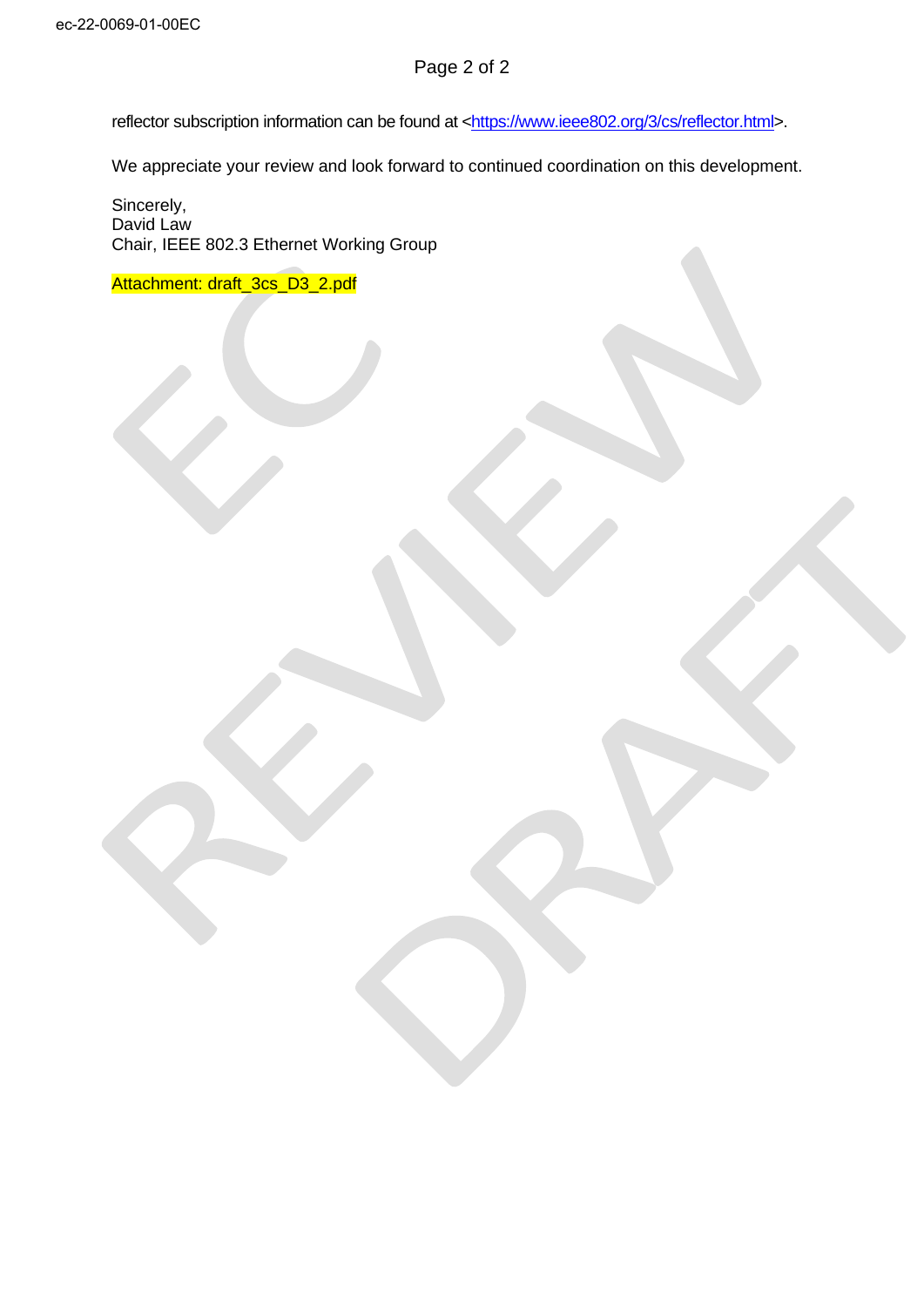reflector subscription information can be found at <https://www.ieee802.org/3/cs/reflector.html>.

We appreciate your review and look forward to continued coordination on this development.

Sincerely,
David Law
Chair, IEEE 802.3 Ethernet Working Group

Attachment: draft_3cs_D3_2.pdf